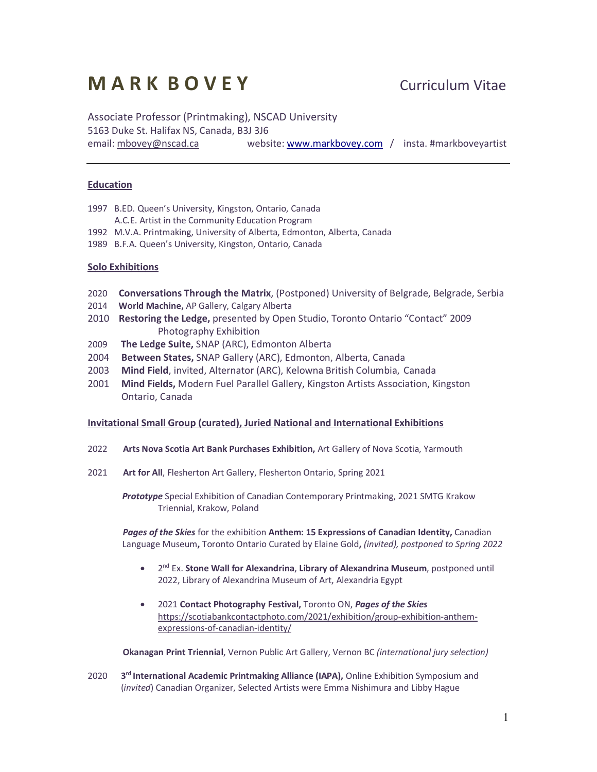# M A R K B O V E Y

Curriculum Vitae

Associate Professor (Printmaking), NSCAD University
5163 Duke St. Halifax NS, Canada, B3J 3J6
email: mbovey@nscad.ca website: www.markbovey.com / insta. #markboveyartist

---

## Education

1997 B.ED. Queen's University, Kingston, Ontario, Canada
A.C.E. Artist in the Community Education Program
1992 M.V.A. Printmaking, University of Alberta, Edmonton, Alberta, Canada
1989 B.F.A. Queen's University, Kingston, Ontario, Canada

## Solo Exhibitions

2020 **Conversations Through the Matrix**, (Postponed) University of Belgrade, Belgrade, Serbia
2014 **World Machine,** AP Gallery, Calgary Alberta
2010 **Restoring the Ledge,** presented by Open Studio, Toronto Ontario "Contact" 2009 Photography Exhibition
2009 **The Ledge Suite,** SNAP (ARC), Edmonton Alberta
2004 **Between States,** SNAP Gallery (ARC), Edmonton, Alberta, Canada
2003 **Mind Field**, invited, Alternator (ARC), Kelowna British Columbia, Canada
2001 **Mind Fields,** Modern Fuel Parallel Gallery, Kingston Artists Association, Kingston Ontario, Canada

## Invitational Small Group (curated), Juried National and International Exhibitions

2022 **Arts Nova Scotia Art Bank Purchases Exhibition,** Art Gallery of Nova Scotia, Yarmouth

2021 **Art for All**, Flesherton Art Gallery, Flesherton Ontario, Spring 2021

***Prototype*** Special Exhibition of Canadian Contemporary Printmaking, 2021 SMTG Krakow Triennial, Krakow, Poland

***Pages of the Skies*** for the exhibition **Anthem: 15 Expressions of Canadian Identity,** Canadian Language Museum**,** Toronto Ontario Curated by Elaine Gold**,** *(invited), postponed to Spring 2022*

- 2nd Ex. **Stone Wall for Alexandrina**, **Library of Alexandrina Museum**, postponed until 2022, Library of Alexandrina Museum of Art, Alexandria Egypt

- 2021 **Contact Photography Festival,** Toronto ON, ***Pages of the Skies*** https://scotiabankcontactphoto.com/2021/exhibition/group-exhibition-anthem-expressions-of-canadian-identity/

**Okanagan Print Triennial**, Vernon Public Art Gallery, Vernon BC *(international jury selection)*

2020 **3rd International Academic Printmaking Alliance (IAPA),** Online Exhibition Symposium and (*invited*) Canadian Organizer, Selected Artists were Emma Nishimura and Libby Hague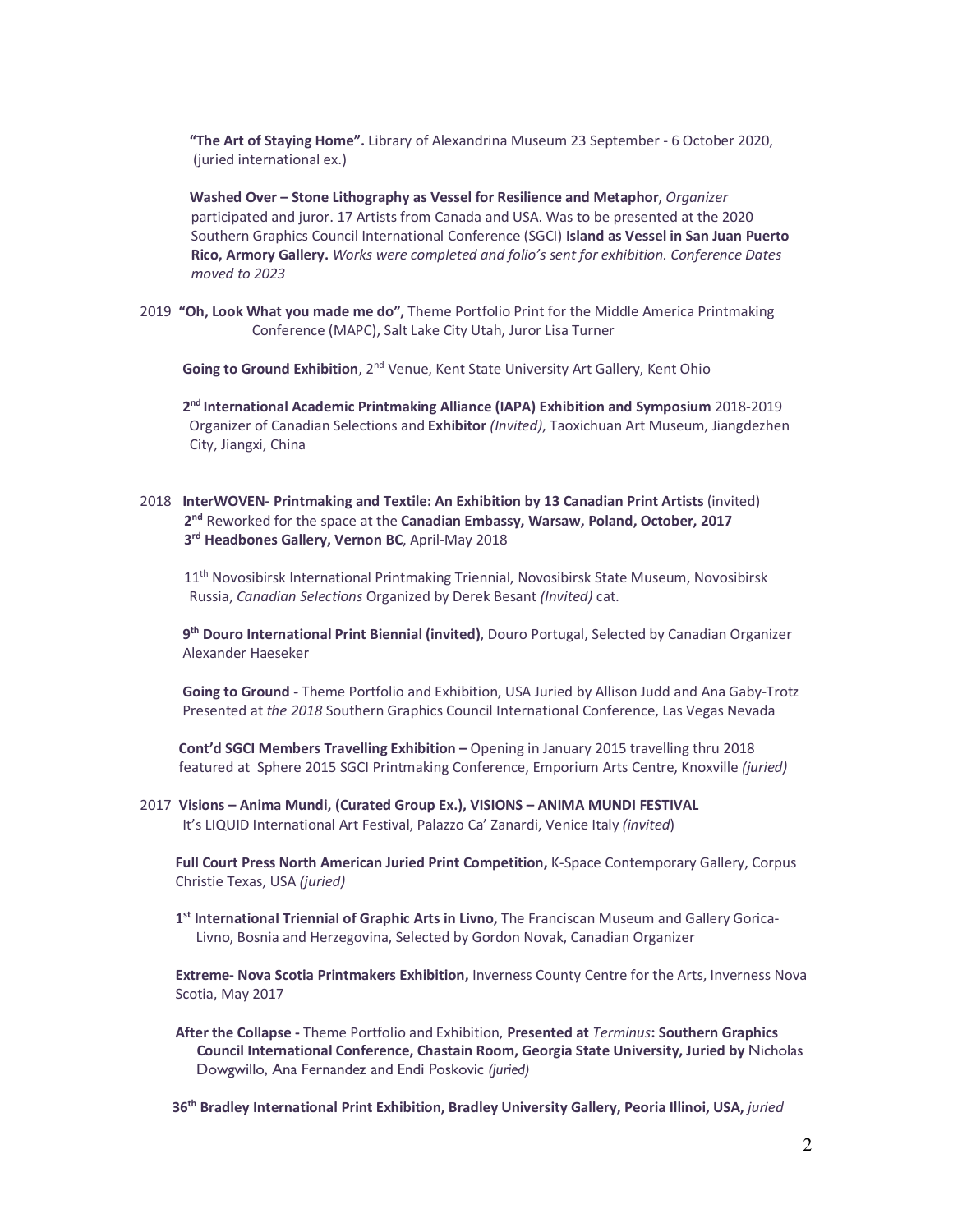**"The Art of Staying Home".** Library of Alexandrina Museum 23 September - 6 October 2020, (juried international ex.)

**Washed Over – Stone Lithography as Vessel for Resilience and Metaphor**, *Organizer* participated and juror. 17 Artists from Canada and USA. Was to be presented at the 2020 Southern Graphics Council International Conference (SGCI) **Island as Vessel in San Juan Puerto Rico, Armory Gallery.** *Works were completed and folio's sent for exhibition. Conference Dates moved to 2023*

2019 **"Oh, Look What you made me do",** Theme Portfolio Print for the Middle America Printmaking Conference (MAPC), Salt Lake City Utah, Juror Lisa Turner

**Going to Ground Exhibition**, 2nd Venue, Kent State University Art Gallery, Kent Ohio

**2nd International Academic Printmaking Alliance (IAPA) Exhibition and Symposium** 2018-2019 Organizer of Canadian Selections and **Exhibitor** *(Invited)*, Taoxichuan Art Museum, Jiangdezhen City, Jiangxi, China

2018 **InterWOVEN- Printmaking and Textile: An Exhibition by 13 Canadian Print Artists** (invited)
**2nd** Reworked for the space at the **Canadian Embassy, Warsaw, Poland, October, 2017**
**3rd Headbones Gallery, Vernon BC**, April-May 2018

11th Novosibirsk International Printmaking Triennial, Novosibirsk State Museum, Novosibirsk Russia, *Canadian Selections* Organized by Derek Besant *(Invited)* cat.

**9th Douro International Print Biennial (invited)**, Douro Portugal, Selected by Canadian Organizer Alexander Haeseker

**Going to Ground -** Theme Portfolio and Exhibition, USA Juried by Allison Judd and Ana Gaby-Trotz Presented at *the 2018* Southern Graphics Council International Conference, Las Vegas Nevada

**Cont'd SGCI Members Travelling Exhibition –** Opening in January 2015 travelling thru 2018 featured at Sphere 2015 SGCI Printmaking Conference, Emporium Arts Centre, Knoxville *(juried)*

2017 **Visions – Anima Mundi, (Curated Group Ex.), VISIONS – ANIMA MUNDI FESTIVAL** It's LIQUID International Art Festival, Palazzo Ca' Zanardi, Venice Italy (*invited*)

**Full Court Press North American Juried Print Competition,** K-Space Contemporary Gallery, Corpus Christie Texas, USA *(juried)*

**1st International Triennial of Graphic Arts in Livno,** The Franciscan Museum and Gallery Gorica-Livno, Bosnia and Herzegovina, Selected by Gordon Novak, Canadian Organizer

**Extreme- Nova Scotia Printmakers Exhibition,** Inverness County Centre for the Arts, Inverness Nova Scotia, May 2017

**After the Collapse -** Theme Portfolio and Exhibition, **Presented at** ***Terminus*****: Southern Graphics Council International Conference, Chastain Room, Georgia State University, Juried by** Nicholas Dowgwillo, Ana Fernandez and Endi Poskovic *(juried)*

**36th Bradley International Print Exhibition, Bradley University Gallery, Peoria Illinoi, USA,** *juried*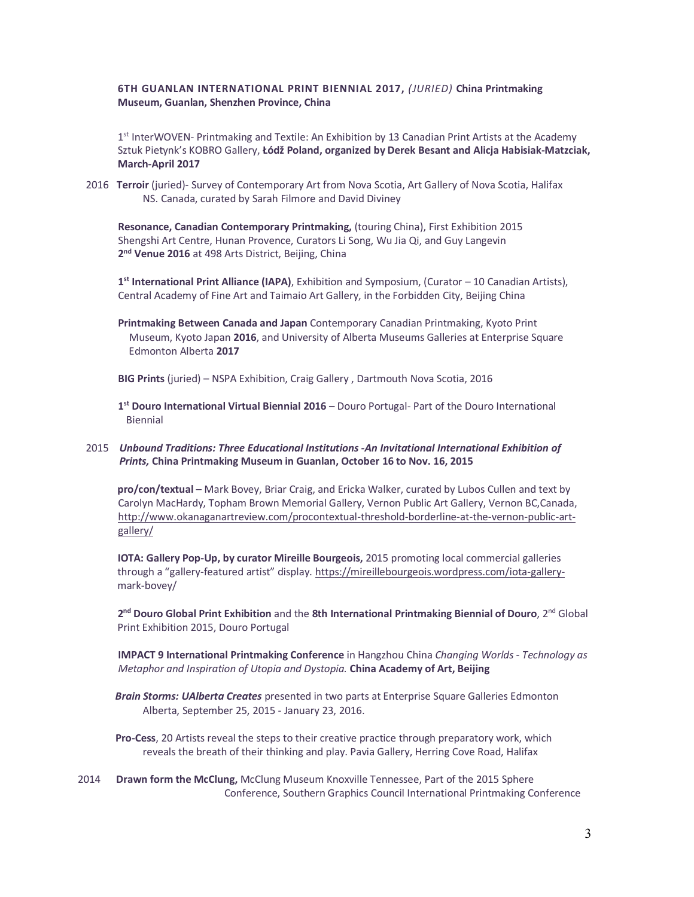**6TH GUANLAN INTERNATIONAL PRINT BIENNIAL 2017,** *(JURIED)* **China Printmaking Museum, Guanlan, Shenzhen Province, China**

1st InterWOVEN- Printmaking and Textile: An Exhibition by 13 Canadian Print Artists at the Academy Sztuk Pietynk's KOBRO Gallery, **Łódž Poland, organized by Derek Besant and Alicja Habisiak-Matzciak, March-April 2017**

2016 **Terroir** (juried)- Survey of Contemporary Art from Nova Scotia, Art Gallery of Nova Scotia, Halifax NS. Canada, curated by Sarah Filmore and David Diviney

**Resonance, Canadian Contemporary Printmaking,** (touring China), First Exhibition 2015 Shengshi Art Centre, Hunan Provence, Curators Li Song, Wu Jia Qi, and Guy Langevin **2nd Venue 2016** at 498 Arts District, Beijing, China

**1st International Print Alliance (IAPA)**, Exhibition and Symposium, (Curator – 10 Canadian Artists), Central Academy of Fine Art and Taimaio Art Gallery, in the Forbidden City, Beijing China

**Printmaking Between Canada and Japan** Contemporary Canadian Printmaking, Kyoto Print Museum, Kyoto Japan **2016**, and University of Alberta Museums Galleries at Enterprise Square Edmonton Alberta **2017**

**BIG Prints** (juried) – NSPA Exhibition, Craig Gallery , Dartmouth Nova Scotia, 2016

**1st Douro International Virtual Biennial 2016** – Douro Portugal- Part of the Douro International Biennial

2015 ***Unbound Traditions: Three Educational Institutions -An Invitational International Exhibition of Prints,*** **China Printmaking Museum in Guanlan, October 16 to Nov. 16, 2015**

**pro/con/textual** – Mark Bovey, Briar Craig, and Ericka Walker, curated by Lubos Cullen and text by Carolyn MacHardy, Topham Brown Memorial Gallery, Vernon Public Art Gallery, Vernon BC,Canada, http://www.okanaganartreview.com/procontextual-threshold-borderline-at-the-vernon-public-art-gallery/

**IOTA: Gallery Pop-Up, by curator Mireille Bourgeois,** 2015 promoting local commercial galleries through a "gallery-featured artist" display. https://mireillebourgeois.wordpress.com/iota-gallery-mark-bovey/

**2nd Douro Global Print Exhibition** and the **8th International Printmaking Biennial of Douro**, 2nd Global Print Exhibition 2015, Douro Portugal

**IMPACT 9 International Printmaking Conference** in Hangzhou China *Changing Worlds - Technology as Metaphor and Inspiration of Utopia and Dystopia.* **China Academy of Art, Beijing**

***Brain Storms: UAlberta Creates*** presented in two parts at Enterprise Square Galleries Edmonton Alberta, September 25, 2015 - January 23, 2016.

**Pro-Cess**, 20 Artists reveal the steps to their creative practice through preparatory work, which reveals the breath of their thinking and play. Pavia Gallery, Herring Cove Road, Halifax

2014 **Drawn form the McClung,** McClung Museum Knoxville Tennessee, Part of the 2015 Sphere Conference, Southern Graphics Council International Printmaking Conference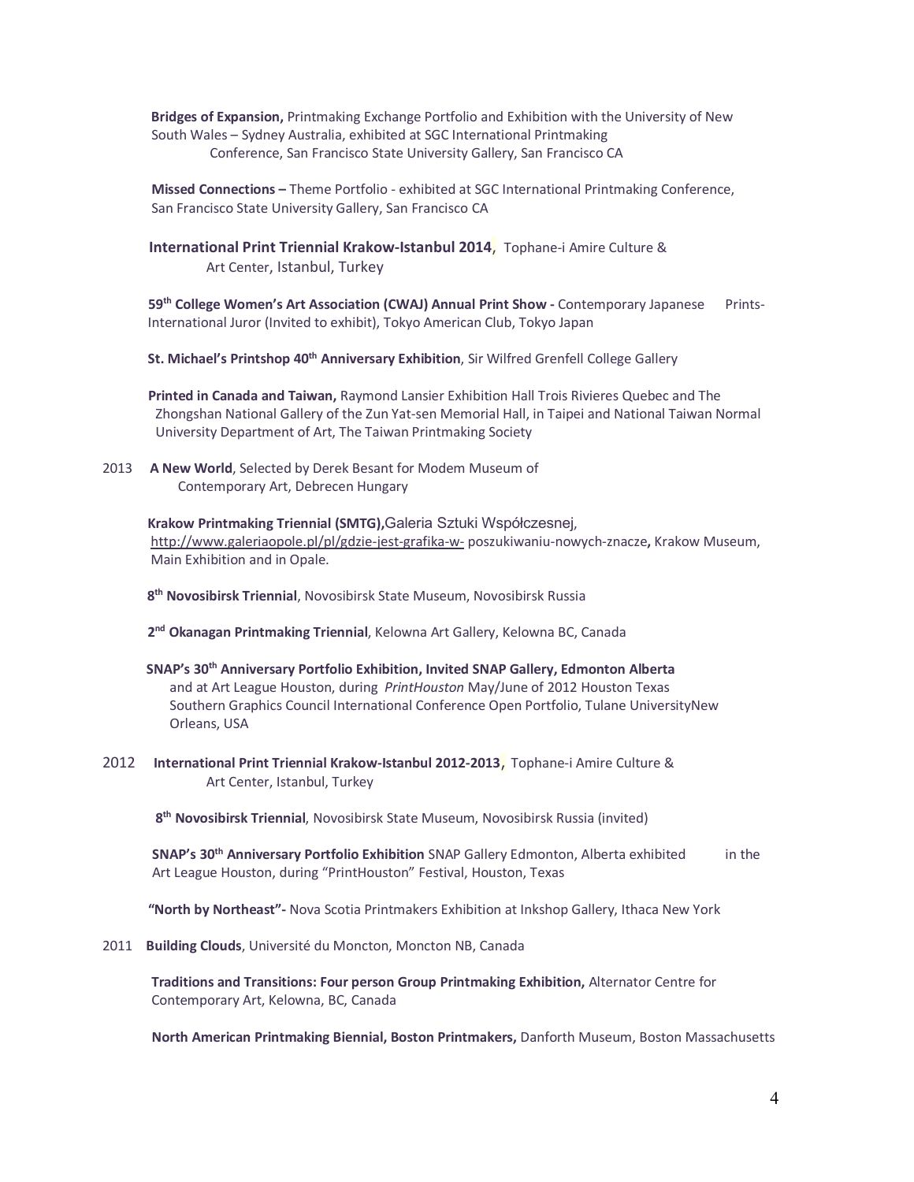**Bridges of Expansion,** Printmaking Exchange Portfolio and Exhibition with the University of New South Wales – Sydney Australia, exhibited at SGC International Printmaking Conference, San Francisco State University Gallery, San Francisco CA

**Missed Connections –** Theme Portfolio - exhibited at SGC International Printmaking Conference, San Francisco State University Gallery, San Francisco CA

**International Print Triennial Krakow-Istanbul 2014**, Tophane-i Amire Culture & Art Center, Istanbul, Turkey

**59th College Women's Art Association (CWAJ) Annual Print Show -** Contemporary Japanese Prints- International Juror (Invited to exhibit), Tokyo American Club, Tokyo Japan

**St. Michael's Printshop 40th Anniversary Exhibition**, Sir Wilfred Grenfell College Gallery

**Printed in Canada and Taiwan,** Raymond Lansier Exhibition Hall Trois Rivieres Quebec and The Zhongshan National Gallery of the Zun Yat-sen Memorial Hall, in Taipei and National Taiwan Normal University Department of Art, The Taiwan Printmaking Society

2013 **A New World**, Selected by Derek Besant for Modem Museum of Contemporary Art, Debrecen Hungary

**Krakow Printmaking Triennial (SMTG),**Galeria Sztuki Współczesnej, http://www.galeriaopole.pl/pl/gdzie-jest-grafika-w- poszukiwaniu-nowych-znacze**,** Krakow Museum, Main Exhibition and in Opale.

**8th Novosibirsk Triennial**, Novosibirsk State Museum, Novosibirsk Russia

**2nd Okanagan Printmaking Triennial**, Kelowna Art Gallery, Kelowna BC, Canada

**SNAP's 30th Anniversary Portfolio Exhibition, Invited SNAP Gallery, Edmonton Alberta** and at Art League Houston, during *PrintHouston* May/June of 2012 Houston Texas Southern Graphics Council International Conference Open Portfolio, Tulane UniversityNew Orleans, USA

2012 **International Print Triennial Krakow-Istanbul 2012-2013**, Tophane-i Amire Culture & Art Center, Istanbul, Turkey

**8th Novosibirsk Triennial**, Novosibirsk State Museum, Novosibirsk Russia (invited)

**SNAP's 30th Anniversary Portfolio Exhibition** SNAP Gallery Edmonton, Alberta exhibited in the Art League Houston, during "PrintHouston" Festival, Houston, Texas

**"North by Northeast"-** Nova Scotia Printmakers Exhibition at Inkshop Gallery, Ithaca New York

2011 **Building Clouds**, Université du Moncton, Moncton NB, Canada

**Traditions and Transitions: Four person Group Printmaking Exhibition,** Alternator Centre for Contemporary Art, Kelowna, BC, Canada

**North American Printmaking Biennial, Boston Printmakers,** Danforth Museum, Boston Massachusetts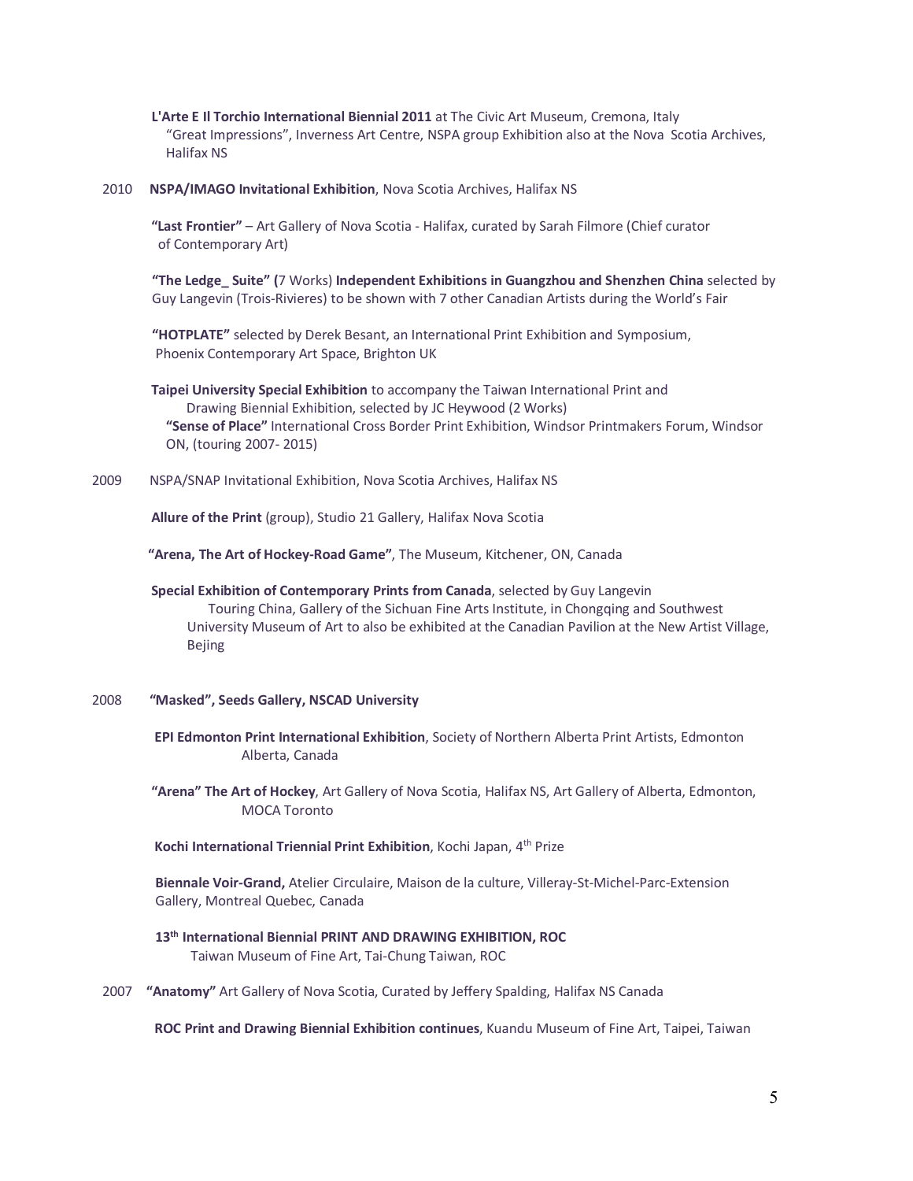**L'Arte E Il Torchio International Biennial 2011** at The Civic Art Museum, Cremona, Italy
"Great Impressions", Inverness Art Centre, NSPA group Exhibition also at the Nova Scotia Archives, Halifax NS

2010 **NSPA/IMAGO Invitational Exhibition**, Nova Scotia Archives, Halifax NS

**"Last Frontier"** – Art Gallery of Nova Scotia - Halifax, curated by Sarah Filmore (Chief curator of Contemporary Art)

**"The Ledge_ Suite" (**7 Works) **Independent Exhibitions in Guangzhou and Shenzhen China** selected by Guy Langevin (Trois-Rivieres) to be shown with 7 other Canadian Artists during the World's Fair

**"HOTPLATE"** selected by Derek Besant, an International Print Exhibition and Symposium, Phoenix Contemporary Art Space, Brighton UK

**Taipei University Special Exhibition** to accompany the Taiwan International Print and Drawing Biennial Exhibition, selected by JC Heywood (2 Works)
**"Sense of Place"** International Cross Border Print Exhibition, Windsor Printmakers Forum, Windsor ON, (touring 2007- 2015)

2009 NSPA/SNAP Invitational Exhibition, Nova Scotia Archives, Halifax NS

**Allure of the Print** (group), Studio 21 Gallery, Halifax Nova Scotia

**"Arena, The Art of Hockey-Road Game"**, The Museum, Kitchener, ON, Canada

**Special Exhibition of Contemporary Prints from Canada**, selected by Guy Langevin
Touring China, Gallery of the Sichuan Fine Arts Institute, in Chongqing and Southwest University Museum of Art to also be exhibited at the Canadian Pavilion at the New Artist Village, Bejing

2008 **"Masked", Seeds Gallery, NSCAD University**

**EPI Edmonton Print International Exhibition**, Society of Northern Alberta Print Artists, Edmonton Alberta, Canada

**"Arena" The Art of Hockey**, Art Gallery of Nova Scotia, Halifax NS, Art Gallery of Alberta, Edmonton, MOCA Toronto

**Kochi International Triennial Print Exhibition**, Kochi Japan, 4th Prize

**Biennale Voir-Grand,** Atelier Circulaire, Maison de la culture, Villeray-St-Michel-Parc-Extension Gallery, Montreal Quebec, Canada

**13th International Biennial PRINT AND DRAWING EXHIBITION, ROC**
Taiwan Museum of Fine Art, Tai-Chung Taiwan, ROC

2007 **"Anatomy"** Art Gallery of Nova Scotia, Curated by Jeffery Spalding, Halifax NS Canada

**ROC Print and Drawing Biennial Exhibition continues**, Kuandu Museum of Fine Art, Taipei, Taiwan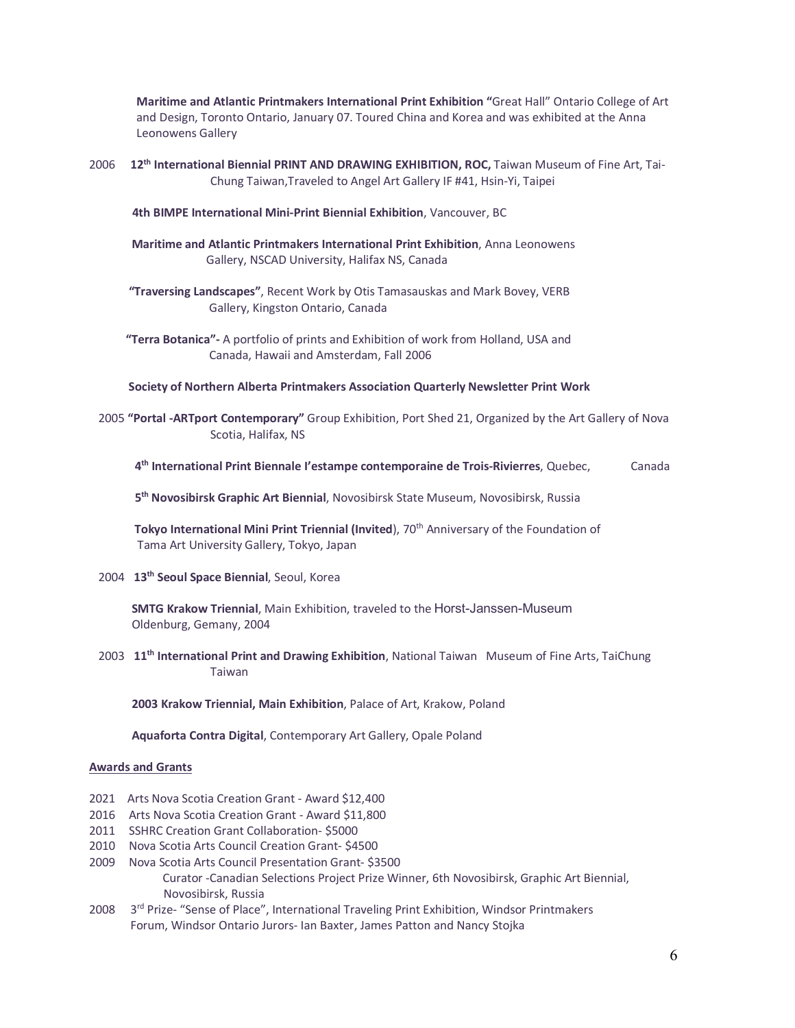**Maritime and Atlantic Printmakers International Print Exhibition** "Great Hall" Ontario College of Art and Design, Toronto Ontario, January 07. Toured China and Korea and was exhibited at the Anna Leonowens Gallery

2006 **12th International Biennial PRINT AND DRAWING EXHIBITION, ROC,** Taiwan Museum of Fine Art, Tai-Chung Taiwan,Traveled to Angel Art Gallery IF #41, Hsin-Yi, Taipei

**4th BIMPE International Mini-Print Biennial Exhibition**, Vancouver, BC

**Maritime and Atlantic Printmakers International Print Exhibition**, Anna Leonowens Gallery, NSCAD University, Halifax NS, Canada

**"Traversing Landscapes"**, Recent Work by Otis Tamasauskas and Mark Bovey, VERB Gallery, Kingston Ontario, Canada

**"Terra Botanica"-** A portfolio of prints and Exhibition of work from Holland, USA and Canada, Hawaii and Amsterdam, Fall 2006

**Society of Northern Alberta Printmakers Association Quarterly Newsletter Print Work**

2005 **"Portal -ARTport Contemporary"** Group Exhibition, Port Shed 21, Organized by the Art Gallery of Nova Scotia, Halifax, NS

**4th International Print Biennale I'estampe contemporaine de Trois-Rivierres**, Quebec, Canada

**5th Novosibirsk Graphic Art Biennial**, Novosibirsk State Museum, Novosibirsk, Russia

**Tokyo International Mini Print Triennial (Invited**), 70th Anniversary of the Foundation of Tama Art University Gallery, Tokyo, Japan

2004 **13th Seoul Space Biennial**, Seoul, Korea

**SMTG Krakow Triennial**, Main Exhibition, traveled to the Horst-Janssen-Museum Oldenburg, Gemany, 2004

2003 **11th International Print and Drawing Exhibition**, National Taiwan Museum of Fine Arts, TaiChung Taiwan

**2003 Krakow Triennial, Main Exhibition**, Palace of Art, Krakow, Poland

**Aquaforta Contra Digital**, Contemporary Art Gallery, Opale Poland

## Awards and Grants

2021 Arts Nova Scotia Creation Grant - Award $12,400
2016 Arts Nova Scotia Creation Grant - Award $11,800
2011 SSHRC Creation Grant Collaboration- $5000
2010 Nova Scotia Arts Council Creation Grant- $4500
2009 Nova Scotia Arts Council Presentation Grant- $3500
Curator -Canadian Selections Project Prize Winner, 6th Novosibirsk, Graphic Art Biennial, Novosibirsk, Russia
2008 3rd Prize- "Sense of Place", International Traveling Print Exhibition, Windsor Printmakers Forum, Windsor Ontario Jurors- Ian Baxter, James Patton and Nancy Stojka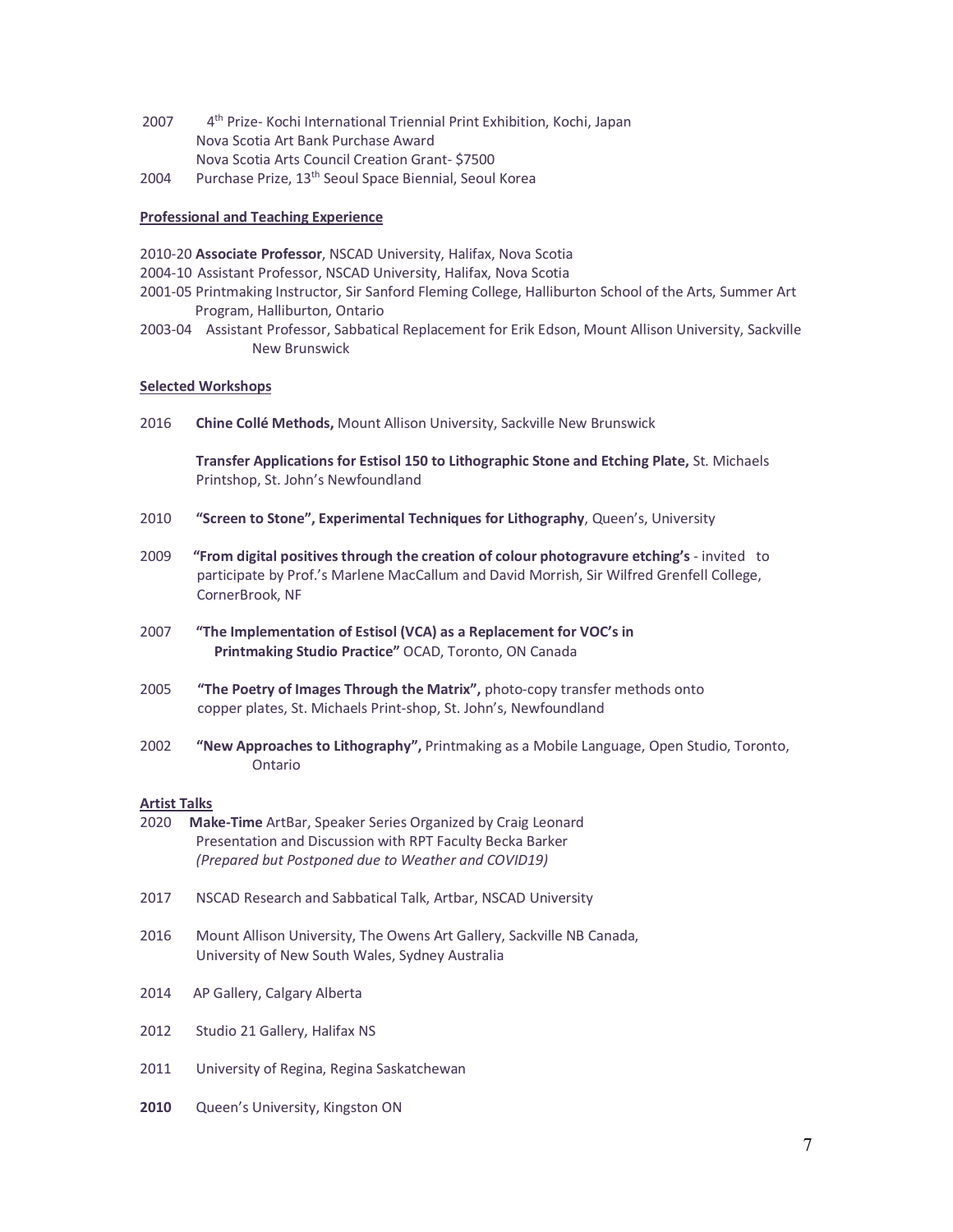2007 4th Prize- Kochi International Triennial Print Exhibition, Kochi, Japan
Nova Scotia Art Bank Purchase Award
Nova Scotia Arts Council Creation Grant- $7500

2004 Purchase Prize, 13th Seoul Space Biennial, Seoul Korea

**Professional and Teaching Experience**

2010-20 **Associate Professor**, NSCAD University, Halifax, Nova Scotia

2004-10 Assistant Professor, NSCAD University, Halifax, Nova Scotia

2001-05 Printmaking Instructor, Sir Sanford Fleming College, Halliburton School of the Arts, Summer Art Program, Halliburton, Ontario

2003-04 Assistant Professor, Sabbatical Replacement for Erik Edson, Mount Allison University, Sackville New Brunswick

**Selected Workshops**

2016 **Chine Collé Methods,** Mount Allison University, Sackville New Brunswick

**Transfer Applications for Estisol 150 to Lithographic Stone and Etching Plate,** St. Michaels Printshop, St. John's Newfoundland

2010 **"Screen to Stone", Experimental Techniques for Lithography**, Queen's, University

2009 **"From digital positives through the creation of colour photogravure etching's** - invited to participate by Prof.'s Marlene MacCallum and David Morrish, Sir Wilfred Grenfell College, CornerBrook, NF

2007 **"The Implementation of Estisol (VCA) as a Replacement for VOC's in Printmaking Studio Practice"** OCAD, Toronto, ON Canada

2005 **"The Poetry of Images Through the Matrix",** photo-copy transfer methods onto copper plates, St. Michaels Print-shop, St. John's, Newfoundland

2002 **"New Approaches to Lithography",** Printmaking as a Mobile Language, Open Studio, Toronto, Ontario

**Artist Talks**

2020 **Make-Time** ArtBar, Speaker Series Organized by Craig Leonard
Presentation and Discussion with RPT Faculty Becka Barker
*(Prepared but Postponed due to Weather and COVID19)*

2017 NSCAD Research and Sabbatical Talk, Artbar, NSCAD University

2016 Mount Allison University, The Owens Art Gallery, Sackville NB Canada,
University of New South Wales, Sydney Australia

2014 AP Gallery, Calgary Alberta

2012 Studio 21 Gallery, Halifax NS

2011 University of Regina, Regina Saskatchewan

**2010** Queen's University, Kingston ON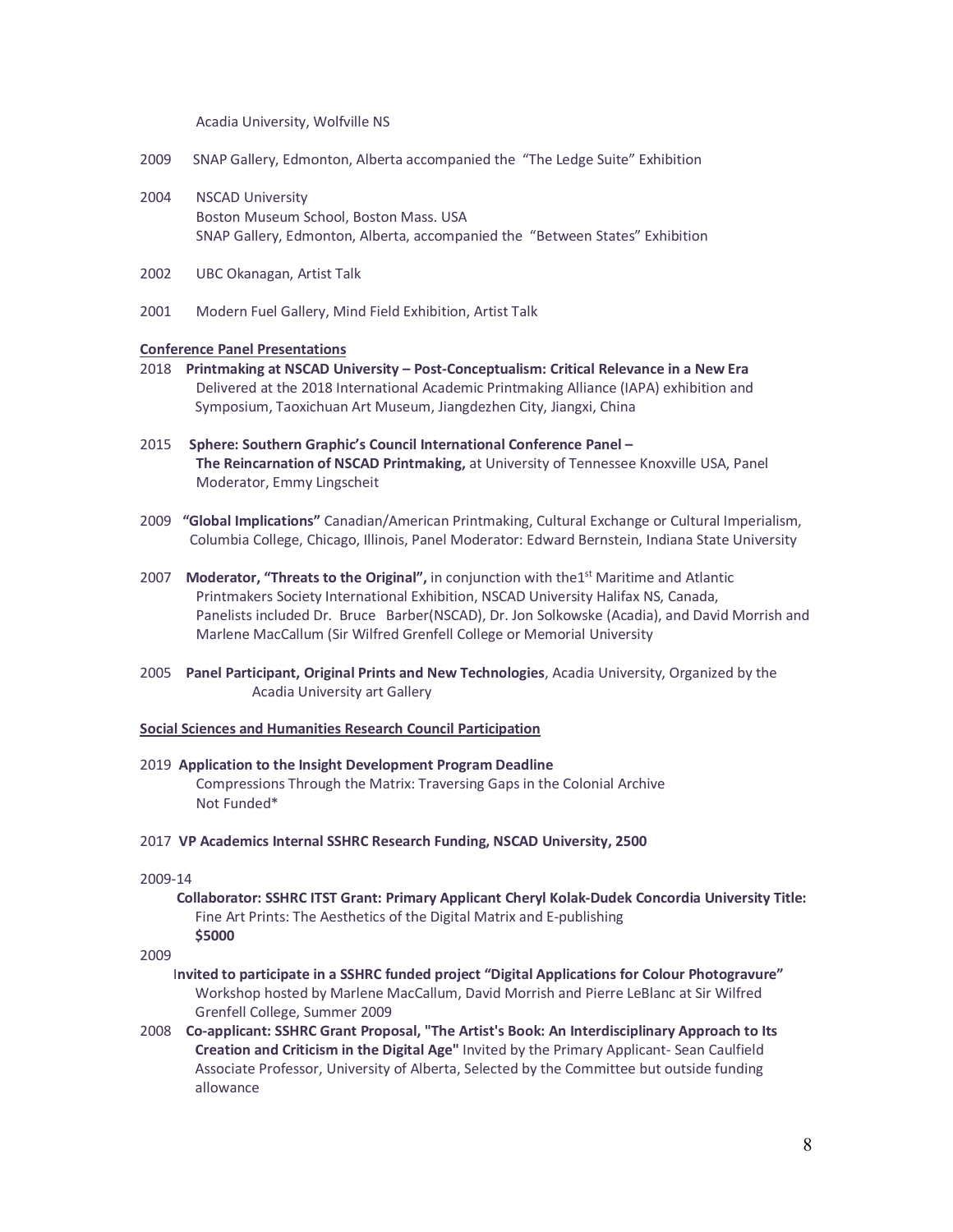Acadia University, Wolfville NS

2009 SNAP Gallery, Edmonton, Alberta accompanied the "The Ledge Suite" Exhibition

2004 NSCAD University
Boston Museum School, Boston Mass. USA
SNAP Gallery, Edmonton, Alberta, accompanied the "Between States" Exhibition

2002 UBC Okanagan, Artist Talk

2001 Modern Fuel Gallery, Mind Field Exhibition, Artist Talk

**Conference Panel Presentations**

2018 **Printmaking at NSCAD University – Post-Conceptualism: Critical Relevance in a New Era**
Delivered at the 2018 International Academic Printmaking Alliance (IAPA) exhibition and Symposium, Taoxichuan Art Museum, Jiangdezhen City, Jiangxi, China

2015 **Sphere: Southern Graphic's Council International Conference Panel – The Reincarnation of NSCAD Printmaking,** at University of Tennessee Knoxville USA, Panel Moderator, Emmy Lingscheit

2009 **"Global Implications"** Canadian/American Printmaking, Cultural Exchange or Cultural Imperialism, Columbia College, Chicago, Illinois, Panel Moderator: Edward Bernstein, Indiana State University

2007 **Moderator, "Threats to the Original",** in conjunction with the1st Maritime and Atlantic Printmakers Society International Exhibition, NSCAD University Halifax NS, Canada, Panelists included Dr. Bruce Barber(NSCAD), Dr. Jon Solkowske (Acadia), and David Morrish and Marlene MacCallum (Sir Wilfred Grenfell College or Memorial University

2005 **Panel Participant, Original Prints and New Technologies**, Acadia University, Organized by the Acadia University art Gallery

**Social Sciences and Humanities Research Council Participation**

2019 **Application to the Insight Development Program Deadline**
Compressions Through the Matrix: Traversing Gaps in the Colonial Archive
Not Funded*

2017 **VP Academics Internal SSHRC Research Funding, NSCAD University, 2500**

2009-14
**Collaborator: SSHRC ITST Grant: Primary Applicant Cheryl Kolak-Dudek Concordia University Title:**
Fine Art Prints: The Aesthetics of the Digital Matrix and E-publishing
**$5000**

2009
**Invited to participate in a SSHRC funded project "Digital Applications for Colour Photogravure"**
Workshop hosted by Marlene MacCallum, David Morrish and Pierre LeBlanc at Sir Wilfred Grenfell College, Summer 2009

2008 **Co-applicant: SSHRC Grant Proposal, "The Artist's Book: An Interdisciplinary Approach to Its Creation and Criticism in the Digital Age"** Invited by the Primary Applicant- Sean Caulfield Associate Professor, University of Alberta, Selected by the Committee but outside funding allowance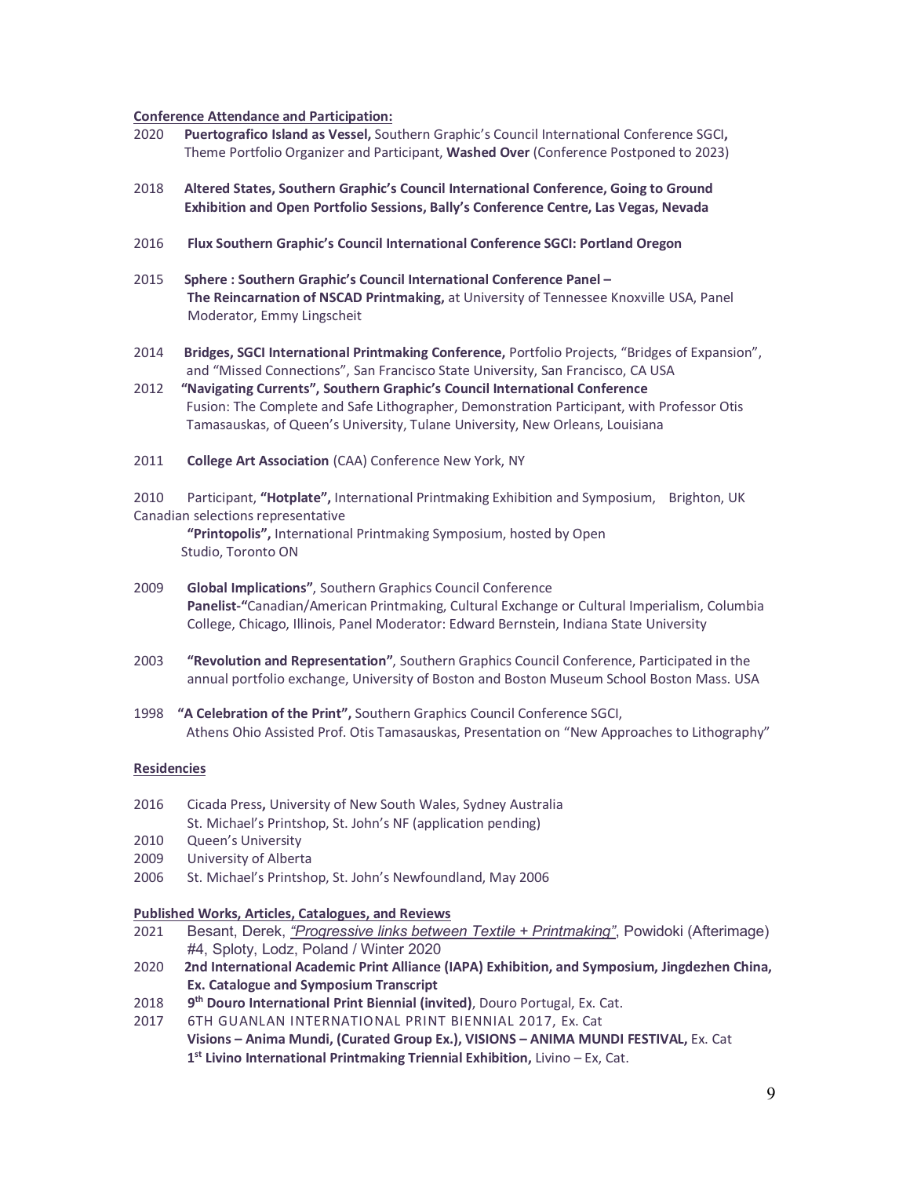**Conference Attendance and Participation:**

2020 **Puertografico Island as Vessel,** Southern Graphic's Council International Conference SGCI**,** Theme Portfolio Organizer and Participant, **Washed Over** (Conference Postponed to 2023)

2018 **Altered States, Southern Graphic's Council International Conference, Going to Ground Exhibition and Open Portfolio Sessions, Bally's Conference Centre, Las Vegas, Nevada**

2016 **Flux Southern Graphic's Council International Conference SGCI: Portland Oregon**

2015 **Sphere : Southern Graphic's Council International Conference Panel – The Reincarnation of NSCAD Printmaking,** at University of Tennessee Knoxville USA, Panel Moderator, Emmy Lingscheit

2014 **Bridges, SGCI International Printmaking Conference,** Portfolio Projects, "Bridges of Expansion", and "Missed Connections", San Francisco State University, San Francisco, CA USA

2012 **"Navigating Currents", Southern Graphic's Council International Conference** Fusion: The Complete and Safe Lithographer, Demonstration Participant, with Professor Otis Tamasauskas, of Queen's University, Tulane University, New Orleans, Louisiana

2011 **College Art Association** (CAA) Conference New York, NY

2010 Participant, **"Hotplate",** International Printmaking Exhibition and Symposium, Brighton, UK Canadian selections representative
**"Printopolis",** International Printmaking Symposium, hosted by Open Studio, Toronto ON

2009 **Global Implications"**, Southern Graphics Council Conference
**Panelist-"**Canadian/American Printmaking, Cultural Exchange or Cultural Imperialism, Columbia College, Chicago, Illinois, Panel Moderator: Edward Bernstein, Indiana State University

2003 **"Revolution and Representation"**, Southern Graphics Council Conference, Participated in the annual portfolio exchange, University of Boston and Boston Museum School Boston Mass. USA

1998 **"A Celebration of the Print",** Southern Graphics Council Conference SGCI, Athens Ohio Assisted Prof. Otis Tamasauskas, Presentation on "New Approaches to Lithography"

**Residencies**

2016 Cicada Press**,** University of New South Wales, Sydney Australia
St. Michael's Printshop, St. John's NF (application pending)
2010 Queen's University
2009 University of Alberta
2006 St. Michael's Printshop, St. John's Newfoundland, May 2006

**Published Works, Articles, Catalogues, and Reviews**

2021 Besant, Derek, *"Progressive links between Textile + Printmaking"*, Powidoki (Afterimage) #4, Sploty, Lodz, Poland / Winter 2020
2020 **2nd International Academic Print Alliance (IAPA) Exhibition, and Symposium, Jingdezhen China, Ex. Catalogue and Symposium Transcript**
2018 **9th Douro International Print Biennial (invited)**, Douro Portugal, Ex. Cat.
2017 6TH GUANLAN INTERNATIONAL PRINT BIENNIAL 2017, Ex. Cat
**Visions – Anima Mundi, (Curated Group Ex.), VISIONS – ANIMA MUNDI FESTIVAL,** Ex. Cat
**1st Livino International Printmaking Triennial Exhibition,** Livino – Ex, Cat.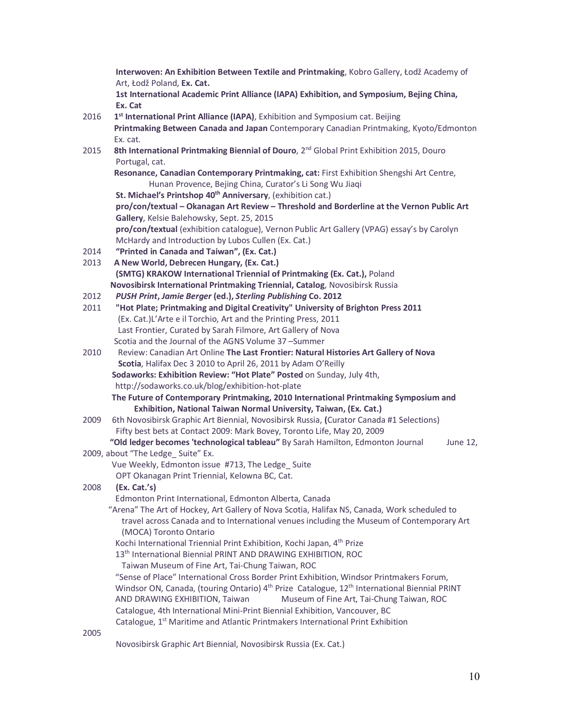**Interwoven: An Exhibition Between Textile and Printmaking**, Kobro Gallery, Łodž Academy of Art, Łodž Poland, **Ex. Cat.**
**1st International Academic Print Alliance (IAPA) Exhibition, and Symposium, Bejing China, Ex. Cat**

2016 **1st International Print Alliance (IAPA)**, Exhibition and Symposium cat. Beijing
**Printmaking Between Canada and Japan** Contemporary Canadian Printmaking, Kyoto/Edmonton Ex. cat.

2015 **8th International Printmaking Biennial of Douro**, 2nd Global Print Exhibition 2015, Douro Portugal, cat.
**Resonance, Canadian Contemporary Printmaking, cat:** First Exhibition Shengshi Art Centre, Hunan Provence, Bejing China, Curator's Li Song Wu Jiaqi
**St. Michael's Printshop 40th Anniversary**, (exhibition cat.)
**pro/con/textual – Okanagan Art Review – Threshold and Borderline at the Vernon Public Art Gallery**, Kelsie Balehowsky, Sept. 25, 2015
**pro/con/textual** (exhibition catalogue), Vernon Public Art Gallery (VPAG) essay's by Carolyn McHardy and Introduction by Lubos Cullen (Ex. Cat.)

2014 **"Printed in Canada and Taiwan", (Ex. Cat.)**

2013 **A New World, Debrecen Hungary, (Ex. Cat.)**
**(SMTG) KRAKOW International Triennial of Printmaking (Ex. Cat.),** Poland
**Novosibirsk International Printmaking Triennial, Catalog**, Novosibirsk Russia

2012 ***PUSH Print*, *Jamie Berger* (ed.), *Sterling Publishing* Co. 2012**

2011 **"Hot Plate; Printmaking and Digital Creativity" University of Brighton Press 2011**
(Ex. Cat.)L'Arte e il Torchio, Art and the Printing Press, 2011
Last Frontier, Curated by Sarah Filmore, Art Gallery of Nova Scotia and the Journal of the AGNS Volume 37 –Summer

2010 Review: Canadian Art Online **The Last Frontier: Natural Histories Art Gallery of Nova Scotia**, Halifax Dec 3 2010 to April 26, 2011 by Adam O'Reilly
**Sodaworks: Exhibition Review: "Hot Plate" Posted** on Sunday, July 4th, http://sodaworks.co.uk/blog/exhibition-hot-plate
**The Future of Contemporary Printmaking, 2010 International Printmaking Symposium and Exhibition, National Taiwan Normal University, Taiwan, (Ex. Cat.)**

2009 6th Novosibirsk Graphic Art Biennial, Novosibirsk Russia, **(**Curator Canada #1 Selections)
Fifty best bets at Contact 2009: Mark Bovey, Toronto Life, May 20, 2009
**"Old ledger becomes 'technological tableau"** By Sarah Hamilton, Edmonton Journal June 12, 2009, about "The Ledge_ Suite" Ex.
Vue Weekly, Edmonton issue #713, The Ledge_ Suite
OPT Okanagan Print Triennial, Kelowna BC, Cat.

2008 **(Ex. Cat.'s)**
Edmonton Print International, Edmonton Alberta, Canada
"Arena" The Art of Hockey, Art Gallery of Nova Scotia, Halifax NS, Canada, Work scheduled to travel across Canada and to International venues including the Museum of Contemporary Art (MOCA) Toronto Ontario
Kochi International Triennial Print Exhibition, Kochi Japan, 4th Prize
13th International Biennial PRINT AND DRAWING EXHIBITION, ROC Taiwan Museum of Fine Art, Tai-Chung Taiwan, ROC
"Sense of Place" International Cross Border Print Exhibition, Windsor Printmakers Forum, Windsor ON, Canada, (touring Ontario) 4th Prize Catalogue, 12th International Biennial PRINT AND DRAWING EXHIBITION, Taiwan Museum of Fine Art, Tai-Chung Taiwan, ROC
Catalogue, 4th International Mini-Print Biennial Exhibition, Vancouver, BC
Catalogue, 1st Maritime and Atlantic Printmakers International Print Exhibition

2005
Novosibirsk Graphic Art Biennial, Novosibirsk Russia (Ex. Cat.)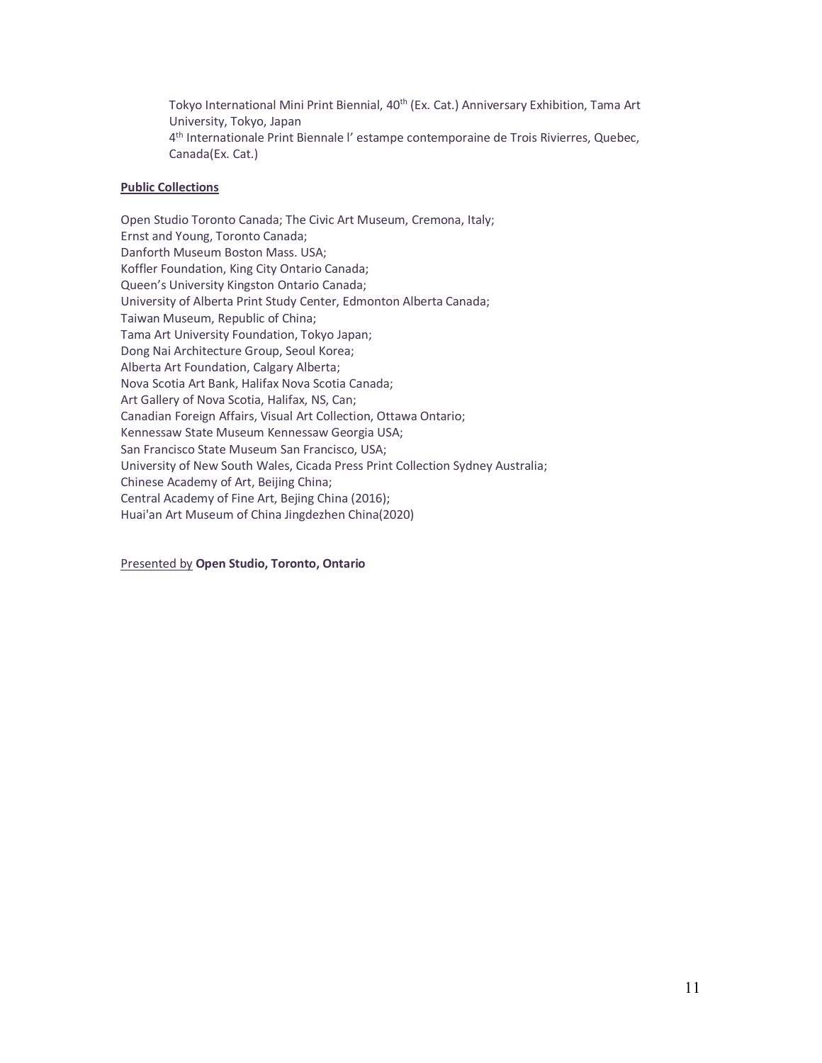Tokyo International Mini Print Biennial, 40th (Ex. Cat.) Anniversary Exhibition, Tama Art University, Tokyo, Japan
4th Internationale Print Biennale l' estampe contemporaine de Trois Rivierres, Quebec, Canada(Ex. Cat.)

**Public Collections**

Open Studio Toronto Canada; The Civic Art Museum, Cremona, Italy;
Ernst and Young, Toronto Canada;
Danforth Museum Boston Mass. USA;
Koffler Foundation, King City Ontario Canada;
Queen's University Kingston Ontario Canada;
University of Alberta Print Study Center, Edmonton Alberta Canada;
Taiwan Museum, Republic of China;
Tama Art University Foundation, Tokyo Japan;
Dong Nai Architecture Group, Seoul Korea;
Alberta Art Foundation, Calgary Alberta;
Nova Scotia Art Bank, Halifax Nova Scotia Canada;
Art Gallery of Nova Scotia, Halifax, NS, Can;
Canadian Foreign Affairs, Visual Art Collection, Ottawa Ontario;
Kennessaw State Museum Kennessaw Georgia USA;
San Francisco State Museum San Francisco, USA;
University of New South Wales, Cicada Press Print Collection Sydney Australia;
Chinese Academy of Art, Beijing China;
Central Academy of Fine Art, Bejing China (2016);
Huai'an Art Museum of China Jingdezhen China(2020)

Presented by **Open Studio, Toronto, Ontario**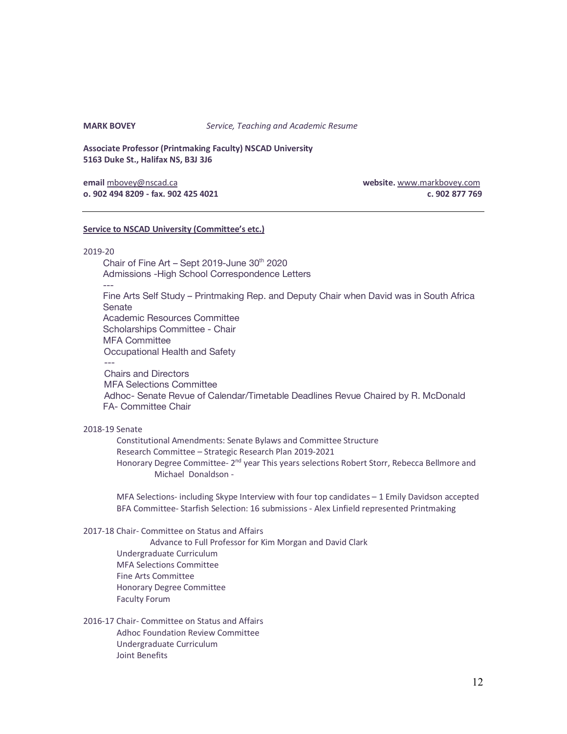**MARK BOVEY** *Service, Teaching and Academic Resume*

**Associate Professor (Printmaking Faculty) NSCAD University**
**5163 Duke St., Halifax NS, B3J 3J6**

**email** mbovey@nscad.ca **website.** www.markbovey.com
**o. 902 494 8209 - fax. 902 425 4021** **c. 902 877 769**

---

**Service to NSCAD University (Committee's etc.)**

2019-20

Chair of Fine Art – Sept 2019-June 30th 2020
Admissions -High School Correspondence Letters
---
Fine Arts Self Study – Printmaking Rep. and Deputy Chair when David was in South Africa
Senate
Academic Resources Committee
Scholarships Committee - Chair
MFA Committee
Occupational Health and Safety
---
Chairs and Directors
MFA Selections Committee
Adhoc- Senate Revue of Calendar/Timetable Deadlines Revue Chaired by R. McDonald
FA- Committee Chair

2018-19 Senate

Constitutional Amendments: Senate Bylaws and Committee Structure
Research Committee – Strategic Research Plan 2019-2021
Honorary Degree Committee- 2nd year This years selections Robert Storr, Rebecca Bellmore and Michael Donaldson -

MFA Selections- including Skype Interview with four top candidates – 1 Emily Davidson accepted
BFA Committee- Starfish Selection: 16 submissions - Alex Linfield represented Printmaking

2017-18 Chair- Committee on Status and Affairs

Advance to Full Professor for Kim Morgan and David Clark
Undergraduate Curriculum
MFA Selections Committee
Fine Arts Committee
Honorary Degree Committee
Faculty Forum

2016-17 Chair- Committee on Status and Affairs

Adhoc Foundation Review Committee
Undergraduate Curriculum
Joint Benefits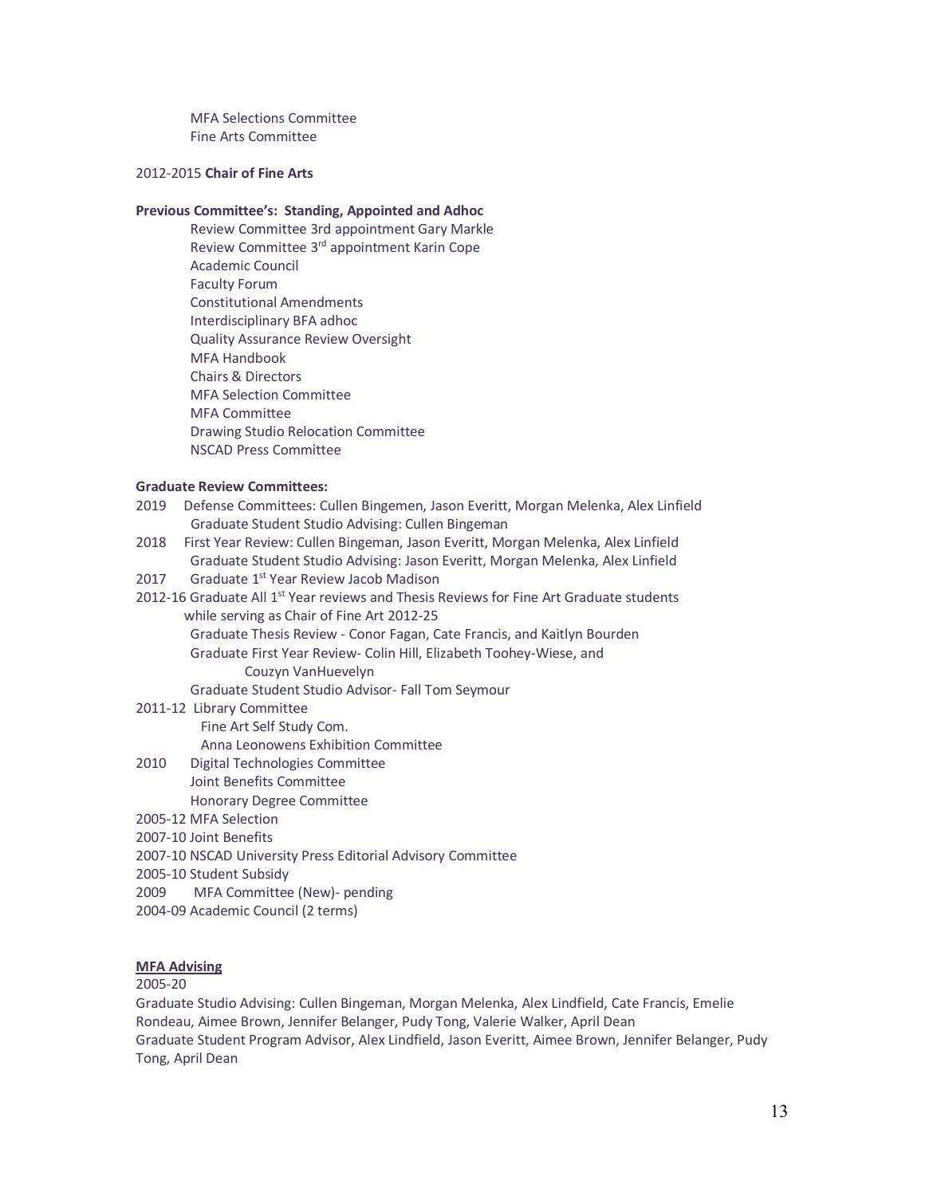MFA Selections Committee
Fine Arts Committee

2012-2015 **Chair of Fine Arts**

**Previous Committee's: Standing, Appointed and Adhoc**

Review Committee 3rd appointment Gary Markle
Review Committee 3rd appointment Karin Cope
Academic Council
Faculty Forum
Constitutional Amendments
Interdisciplinary BFA adhoc
Quality Assurance Review Oversight
MFA Handbook
Chairs & Directors
MFA Selection Committee
MFA Committee
Drawing Studio Relocation Committee
NSCAD Press Committee

**Graduate Review Committees:**

2019 Defense Committees: Cullen Bingemen, Jason Everitt, Morgan Melenka, Alex Linfield
Graduate Student Studio Advising: Cullen Bingeman

2018 First Year Review: Cullen Bingeman, Jason Everitt, Morgan Melenka, Alex Linfield
Graduate Student Studio Advising: Jason Everitt, Morgan Melenka, Alex Linfield

2017 Graduate 1st Year Review Jacob Madison

2012-16 Graduate All 1st Year reviews and Thesis Reviews for Fine Art Graduate students while serving as Chair of Fine Art 2012-25
Graduate Thesis Review - Conor Fagan, Cate Francis, and Kaitlyn Bourden
Graduate First Year Review- Colin Hill, Elizabeth Toohey-Wiese, and Couzyn VanHuevelyn
Graduate Student Studio Advisor- Fall Tom Seymour

2011-12 Library Committee
Fine Art Self Study Com.
Anna Leonowens Exhibition Committee

2010 Digital Technologies Committee
Joint Benefits Committee
Honorary Degree Committee

2005-12 MFA Selection

2007-10 Joint Benefits

2007-10 NSCAD University Press Editorial Advisory Committee

2005-10 Student Subsidy

2009 MFA Committee (New)- pending

2004-09 Academic Council (2 terms)

**MFA Advising**

2005-20

Graduate Studio Advising: Cullen Bingeman, Morgan Melenka, Alex Lindfield, Cate Francis, Emelie Rondeau, Aimee Brown, Jennifer Belanger, Pudy Tong, Valerie Walker, April Dean
Graduate Student Program Advisor, Alex Lindfield, Jason Everitt, Aimee Brown, Jennifer Belanger, Pudy Tong, April Dean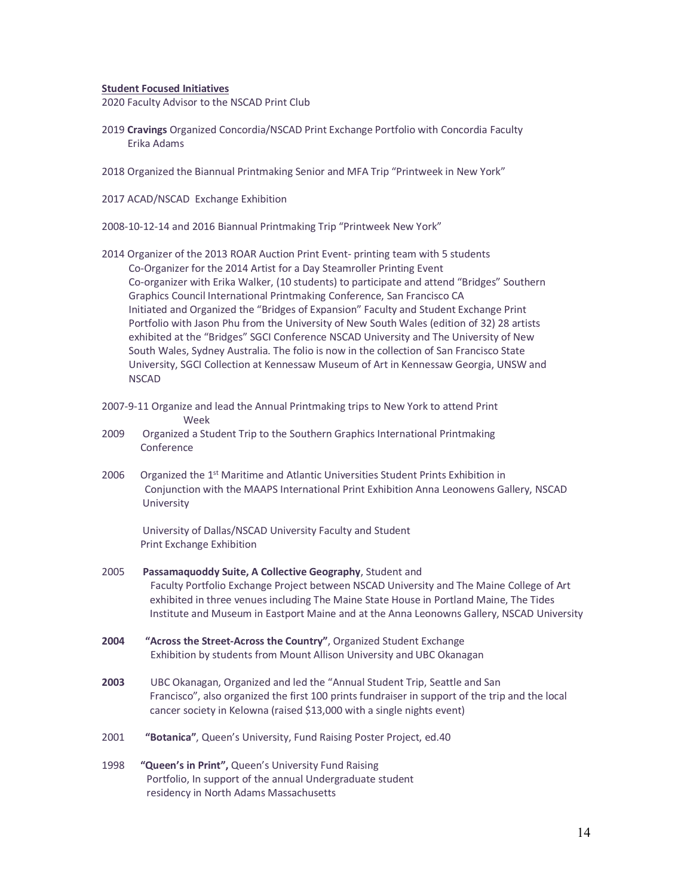**Student Focused Initiatives**

2020 Faculty Advisor to the NSCAD Print Club

2019 **Cravings** Organized Concordia/NSCAD Print Exchange Portfolio with Concordia Faculty Erika Adams

2018 Organized the Biannual Printmaking Senior and MFA Trip "Printweek in New York"

2017 ACAD/NSCAD Exchange Exhibition

2008-10-12-14 and 2016 Biannual Printmaking Trip "Printweek New York"

2014 Organizer of the 2013 ROAR Auction Print Event- printing team with 5 students
Co-Organizer for the 2014 Artist for a Day Steamroller Printing Event
Co-organizer with Erika Walker, (10 students) to participate and attend "Bridges" Southern Graphics Council International Printmaking Conference, San Francisco CA
Initiated and Organized the "Bridges of Expansion" Faculty and Student Exchange Print Portfolio with Jason Phu from the University of New South Wales (edition of 32) 28 artists exhibited at the "Bridges" SGCI Conference NSCAD University and The University of New South Wales, Sydney Australia. The folio is now in the collection of San Francisco State University, SGCI Collection at Kennessaw Museum of Art in Kennessaw Georgia, UNSW and NSCAD

2007-9-11 Organize and lead the Annual Printmaking trips to New York to attend Print Week

2009 Organized a Student Trip to the Southern Graphics International Printmaking Conference

2006 Organized the 1st Maritime and Atlantic Universities Student Prints Exhibition in Conjunction with the MAAPS International Print Exhibition Anna Leonowens Gallery, NSCAD University

University of Dallas/NSCAD University Faculty and Student Print Exchange Exhibition

2005 **Passamaquoddy Suite, A Collective Geography**, Student and Faculty Portfolio Exchange Project between NSCAD University and The Maine College of Art exhibited in three venues including The Maine State House in Portland Maine, The Tides Institute and Museum in Eastport Maine and at the Anna Leonowns Gallery, NSCAD University

**2004** **"Across the Street-Across the Country"**, Organized Student Exchange Exhibition by students from Mount Allison University and UBC Okanagan

**2003** UBC Okanagan, Organized and led the "Annual Student Trip, Seattle and San Francisco", also organized the first 100 prints fundraiser in support of the trip and the local cancer society in Kelowna (raised $13,000 with a single nights event)

2001 **"Botanica"**, Queen's University, Fund Raising Poster Project, ed.40

1998 **"Queen's in Print",** Queen's University Fund Raising Portfolio, In support of the annual Undergraduate student residency in North Adams Massachusetts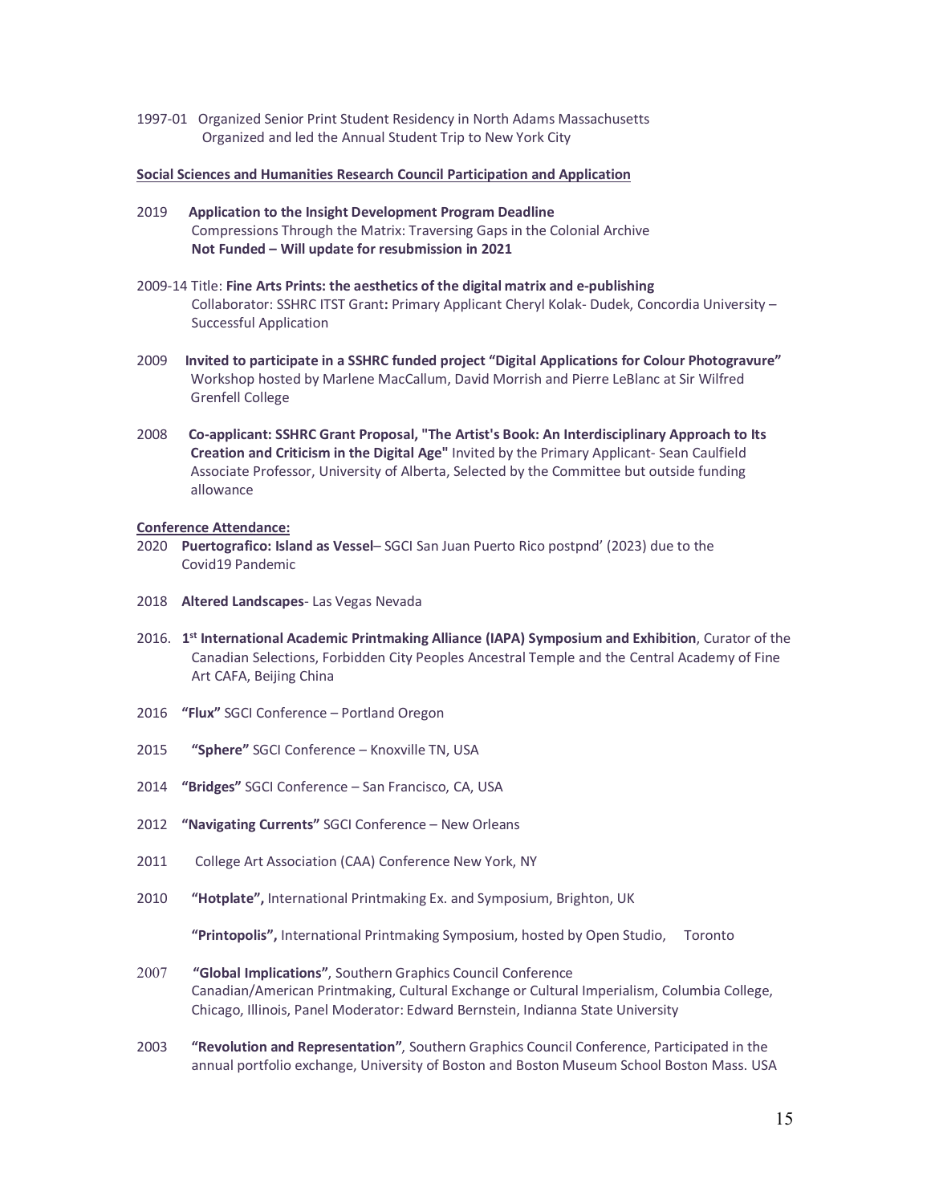1997-01 Organized Senior Print Student Residency in North Adams Massachusetts
Organized and led the Annual Student Trip to New York City

**Social Sciences and Humanities Research Council Participation and Application**

2019 **Application to the Insight Development Program Deadline**
Compressions Through the Matrix: Traversing Gaps in the Colonial Archive
**Not Funded – Will update for resubmission in 2021**

2009-14 Title: **Fine Arts Prints: the aesthetics of the digital matrix and e-publishing**
Collaborator: SSHRC ITST Grant**:** Primary Applicant Cheryl Kolak- Dudek, Concordia University – Successful Application

2009 **Invited to participate in a SSHRC funded project "Digital Applications for Colour Photogravure"** Workshop hosted by Marlene MacCallum, David Morrish and Pierre LeBlanc at Sir Wilfred Grenfell College

2008 **Co-applicant: SSHRC Grant Proposal, "The Artist's Book: An Interdisciplinary Approach to Its Creation and Criticism in the Digital Age"** Invited by the Primary Applicant- Sean Caulfield Associate Professor, University of Alberta, Selected by the Committee but outside funding allowance

**Conference Attendance:**

2020 **Puertografico: Island as Vessel**– SGCI San Juan Puerto Rico postpnd' (2023) due to the Covid19 Pandemic

2018 **Altered Landscapes**- Las Vegas Nevada

2016. **1st International Academic Printmaking Alliance (IAPA) Symposium and Exhibition**, Curator of the Canadian Selections, Forbidden City Peoples Ancestral Temple and the Central Academy of Fine Art CAFA, Beijing China

2016 **"Flux"** SGCI Conference – Portland Oregon

2015 **"Sphere"** SGCI Conference – Knoxville TN, USA

2014 **"Bridges"** SGCI Conference – San Francisco, CA, USA

2012 **"Navigating Currents"** SGCI Conference – New Orleans

2011 College Art Association (CAA) Conference New York, NY

2010 **"Hotplate",** International Printmaking Ex. and Symposium, Brighton, UK

**"Printopolis",** International Printmaking Symposium, hosted by Open Studio, Toronto

2007 **"Global Implications"**, Southern Graphics Council Conference
Canadian/American Printmaking, Cultural Exchange or Cultural Imperialism, Columbia College, Chicago, Illinois, Panel Moderator: Edward Bernstein, Indianna State University

2003 **"Revolution and Representation"**, Southern Graphics Council Conference, Participated in the annual portfolio exchange, University of Boston and Boston Museum School Boston Mass. USA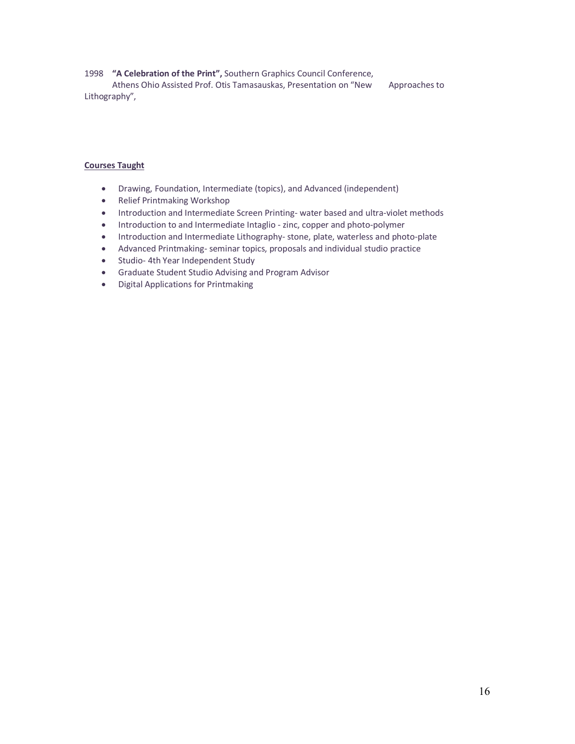1998 **"A Celebration of the Print",** Southern Graphics Council Conference, Athens Ohio Assisted Prof. Otis Tamasauskas, Presentation on "New Approaches to Lithography",

**Courses Taught**

- Drawing, Foundation, Intermediate (topics), and Advanced (independent)
- Relief Printmaking Workshop
- Introduction and Intermediate Screen Printing- water based and ultra-violet methods
- Introduction to and Intermediate Intaglio - zinc, copper and photo-polymer
- Introduction and Intermediate Lithography- stone, plate, waterless and photo-plate
- Advanced Printmaking- seminar topics, proposals and individual studio practice
- Studio- 4th Year Independent Study
- Graduate Student Studio Advising and Program Advisor
- Digital Applications for Printmaking